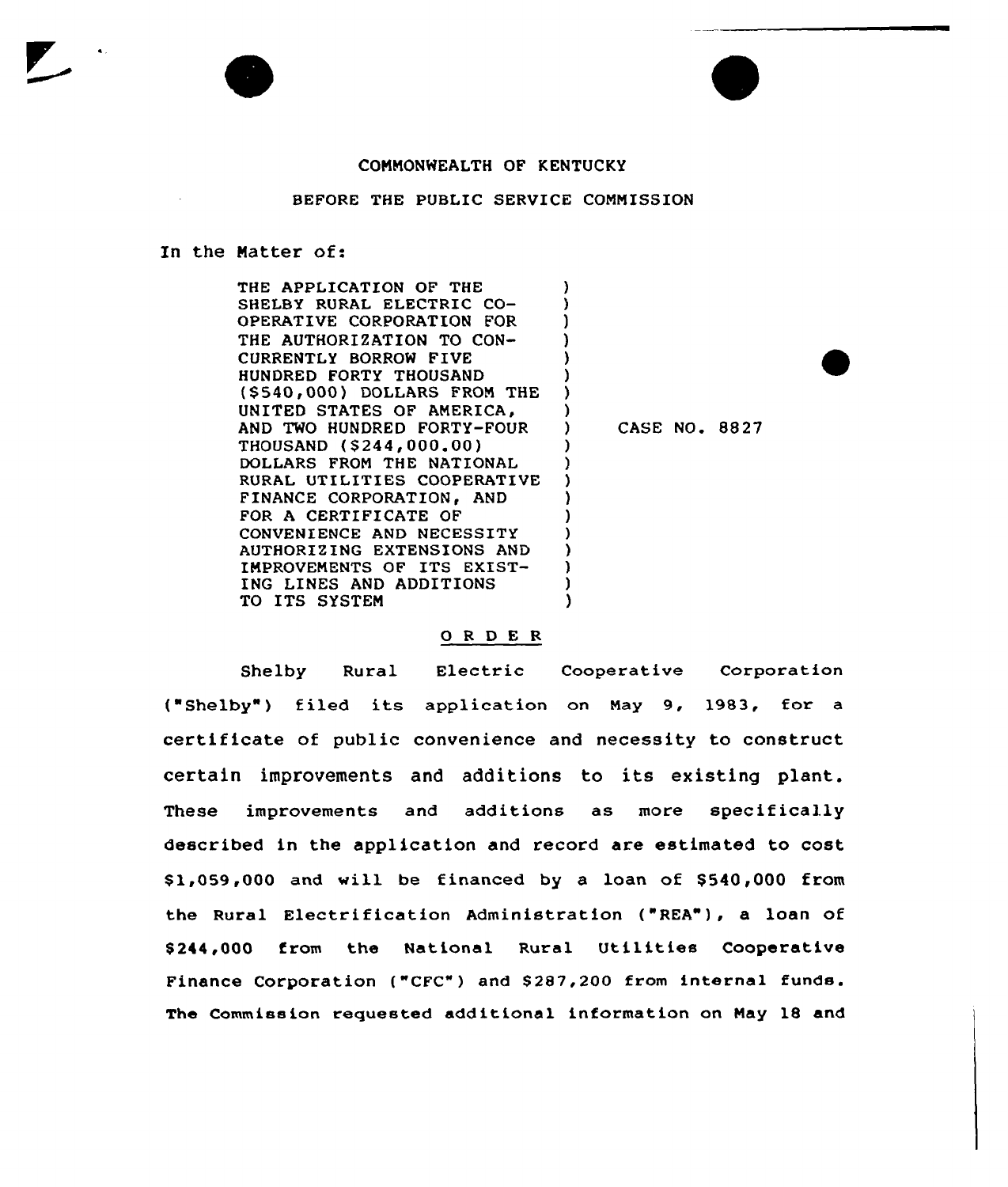COMMONWEALTH OF KENTUCKY

BEFORE THE PUBLIC SERVICE COMMISSION

In the Matter of:

| | |
|---|---|
| THE APPLICATION OF THE SHELBY RURAL ELECTRIC CO-OPERATIVE CORPORATION FOR THE AUTHORIZATION TO CON-CURRENTLY BORROW FIVE HUNDRED FORTY THOUSAND ($540,000) DOLLARS FROM THE UNITED STATES OF AMERICA, AND TWO HUNDRED FORTY-FOUR THOUSAND ($244,000.00) DOLLARS FROM THE NATIONAL RURAL UTILITIES COOPERATIVE FINANCE CORPORATION, AND FOR A CERTIFICATE OF CONVENIENCE AND NECESSITY AUTHORIZING EXTENSIONS AND IMPROVEMENTS OF ITS EXIST-ING LINES AND ADDITIONS TO ITS SYSTEM | CASE NO. 8827 |

O R D E R

Shelby Rural Electric Cooperative Corporation ("Shelby") filed its application on May 9, 1983, for a certificate of public convenience and necessity to construct certain improvements and additions to its existing plant. These improvements and additions as more specifically described in the application and record are estimated to cost $1,059,000 and will be financed by a loan of $540,000 from the Rural Electrification Administration ("REA"), a loan of $244,000 from the National Rural Utilities Cooperative Finance Corporation ("CFC") and $287,200 from internal funds. The Commission requested additional information on May 18 and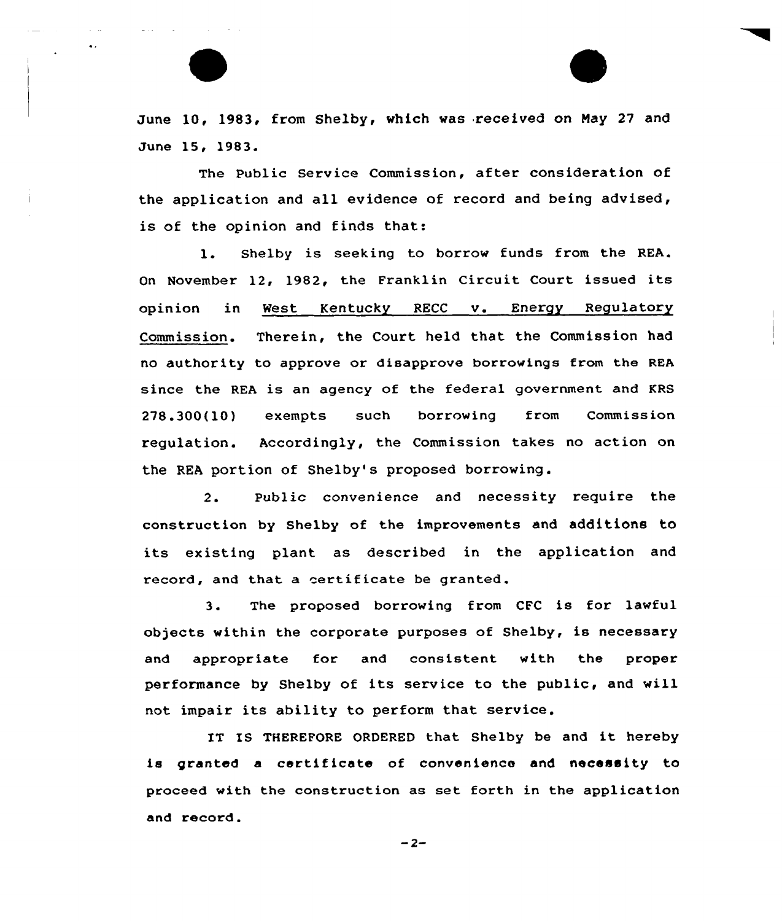June 10, 1983, from Shelby, which was received on May 27 and June 15, 1983.

The Public Service Commission, after consideration of the application and all evidence of record and being advised, is of the opinion and finds that:

1. Shelby is seeking to borrow funds from the REA. On November 12, 1982, the Franklin Circuit Court issued its opinion in West Kentucky RECC v. Energy Regulatory Commission. Therein, the Court held that the Commission had no authority to approve or disapprove borrowings from the REA since the REA is an agency of the federal government and KRS 278.300(10) exempts such borrowing from Commission regulation. Accordingly, the Commission takes no action on the REA portion of Shelby's proposed borrowing.

2. Public convenience and necessity require the construction by Shelby of the improvements and additions to its existing plant as described in the application and record, and that a certificate be granted.

3. The proposed borrowing from CFC is for lawful objects within the corporate purposes of Shelby, is necessary and appropriate for and consistent with the proper performance by Shelby of its service to the public, and will not impair its ability to perform that service.

IT IS THEREFORE ORDERED that Shelby be and it hereby is granted a certificate of convenience and necessity to proceed with the construction as set forth in the application and record.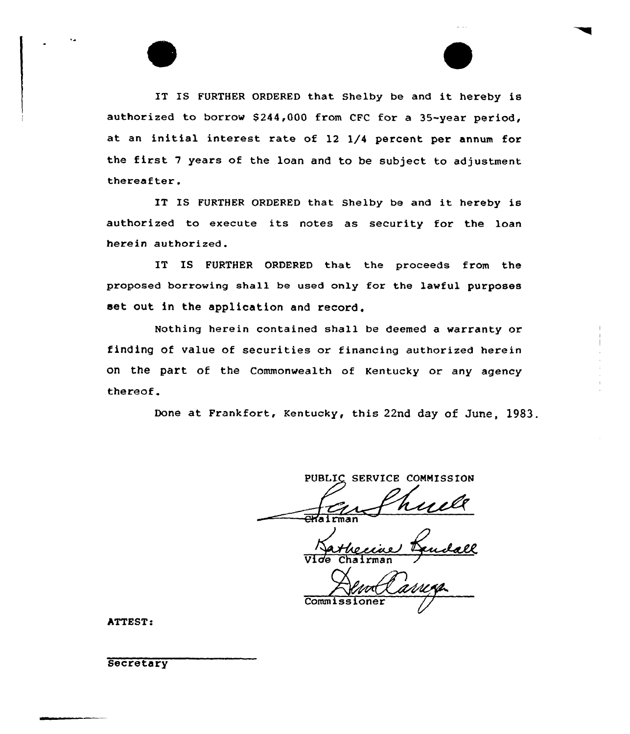IT IS FURTHER ORDERED that Shelby be and it hereby is authorized to borrow $244,000 from CFC for a 35-year period, at an initial interest rate of 12 1/4 percent per annum for the first 7 years of the loan and to be subject to adjustment thereafter.

IT IS FURTHER ORDERED that Shelby be and it hereby is authorized to execute its notes as security for the loan herein authorized.

IT IS FURTHER ORDERED that the proceeds from the proposed borrowing shall be used only for the lawful purposes set out in the application and record.

Nothing herein contained shall be deemed a warranty or finding of value of securities or financing authorized herein on the part of the Commonwealth of Kentucky or any agency thereof.

Done at Frankfort, Kentucky, this 22nd day of June, 1983.

PUBLIC SERVICE COMMISSION

Chairman

Vice Chairman

Commissioner

ATTEST:

Secretary